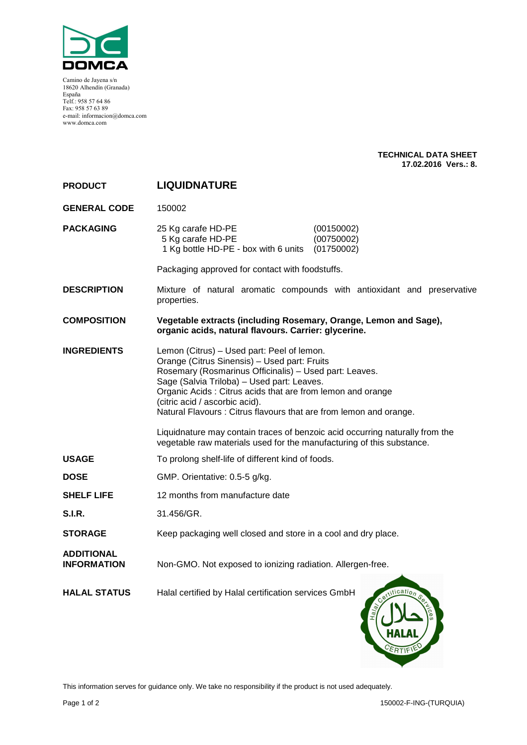**DOMCA**

Camino de Jayena s/n
18620 Alhendín (Granada)
España
Telf.: 958 57 64 86
Fax: 958 57 63 89
e-mail: informacion@domca.com
www.domca.com

**TECHNICAL DATA SHEET**
**17.02.2016 Vers.: 8.**

| | |
|---|---|
| **PRODUCT** | **LIQUIDNATURE** |
| **GENERAL CODE** | 150002 |
| **PACKAGING** | 25 Kg carafe HD-PE (00150002)<br>5 Kg carafe HD-PE (00750002)<br>1 Kg bottle HD-PE - box with 6 units (01750002)<br><br>Packaging approved for contact with foodstuffs. |
| **DESCRIPTION** | Mixture of natural aromatic compounds with antioxidant and preservative properties. |
| **COMPOSITION** | **Vegetable extracts (including Rosemary, Orange, Lemon and Sage), organic acids, natural flavours. Carrier: glycerine.** |
| **INGREDIENTS** | Lemon (Citrus) – Used part: Peel of lemon.<br>Orange (Citrus Sinensis) – Used part: Fruits<br>Rosemary (Rosmarinus Officinalis) – Used part: Leaves.<br>Sage (Salvia Triloba) – Used part: Leaves.<br>Organic Acids : Citrus acids that are from lemon and orange (citric acid / ascorbic acid).<br>Natural Flavours : Citrus flavours that are from lemon and orange.<br><br>Liquidnature may contain traces of benzoic acid occurring naturally from the vegetable raw materials used for the manufacturing of this substance. |
| **USAGE** | To prolong shelf-life of different kind of foods. |
| **DOSE** | GMP. Orientative: 0.5-5 g/kg. |
| **SHELF LIFE** | 12 months from manufacture date |
| **S.I.R.** | 31.456/GR. |
| **STORAGE** | Keep packaging well closed and store in a cool and dry place. |
| **ADDITIONAL INFORMATION** | Non-GMO. Not exposed to ionizing radiation. Allergen-free. |
| **HALAL STATUS** | Halal certified by Halal certification services GmbH |

This information serves for guidance only. We take no responsibility if the product is not used adequately.

150002-F-ING-(TURQUIA)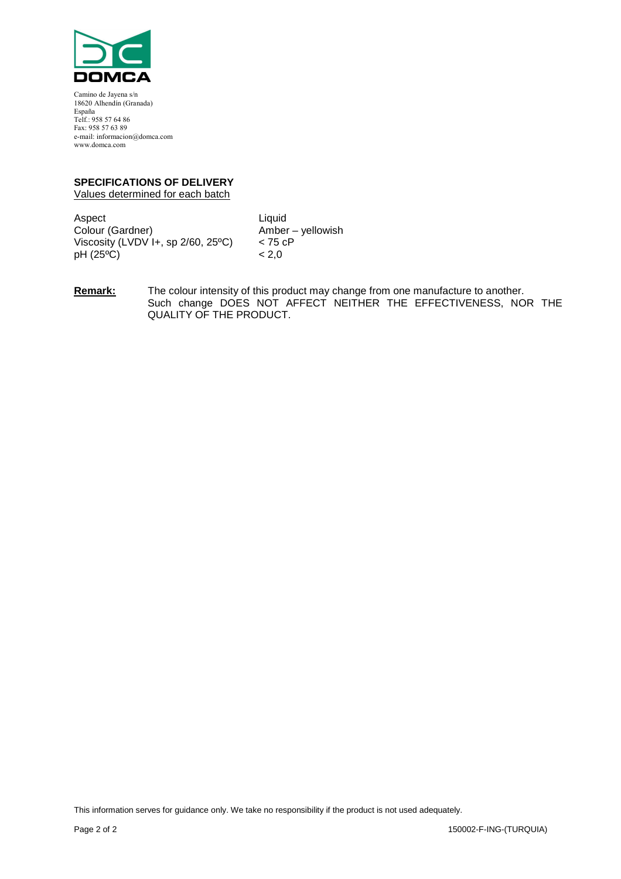**DOMCA**

Camino de Jayena s/n
18620 Alhendín (Granada)
España
Telf.: 958 57 64 86
Fax: 958 57 63 89
e-mail: informacion@domca.com
www.domca.com

**SPECIFICATIONS OF DELIVERY**

Values determined for each batch

| | |
|---|---|
| Aspect | Liquid |
| Colour (Gardner) | Amber – yellowish |
| Viscosity (LVDV I+, sp 2/60, 25ºC) | < 75 cP |
| pH (25ºC) | < 2,0 |

**Remark:** The colour intensity of this product may change from one manufacture to another. Such change DOES NOT AFFECT NEITHER THE EFFECTIVENESS, NOR THE QUALITY OF THE PRODUCT.

This information serves for guidance only. We take no responsibility if the product is not used adequately.

150002-F-ING-(TURQUIA)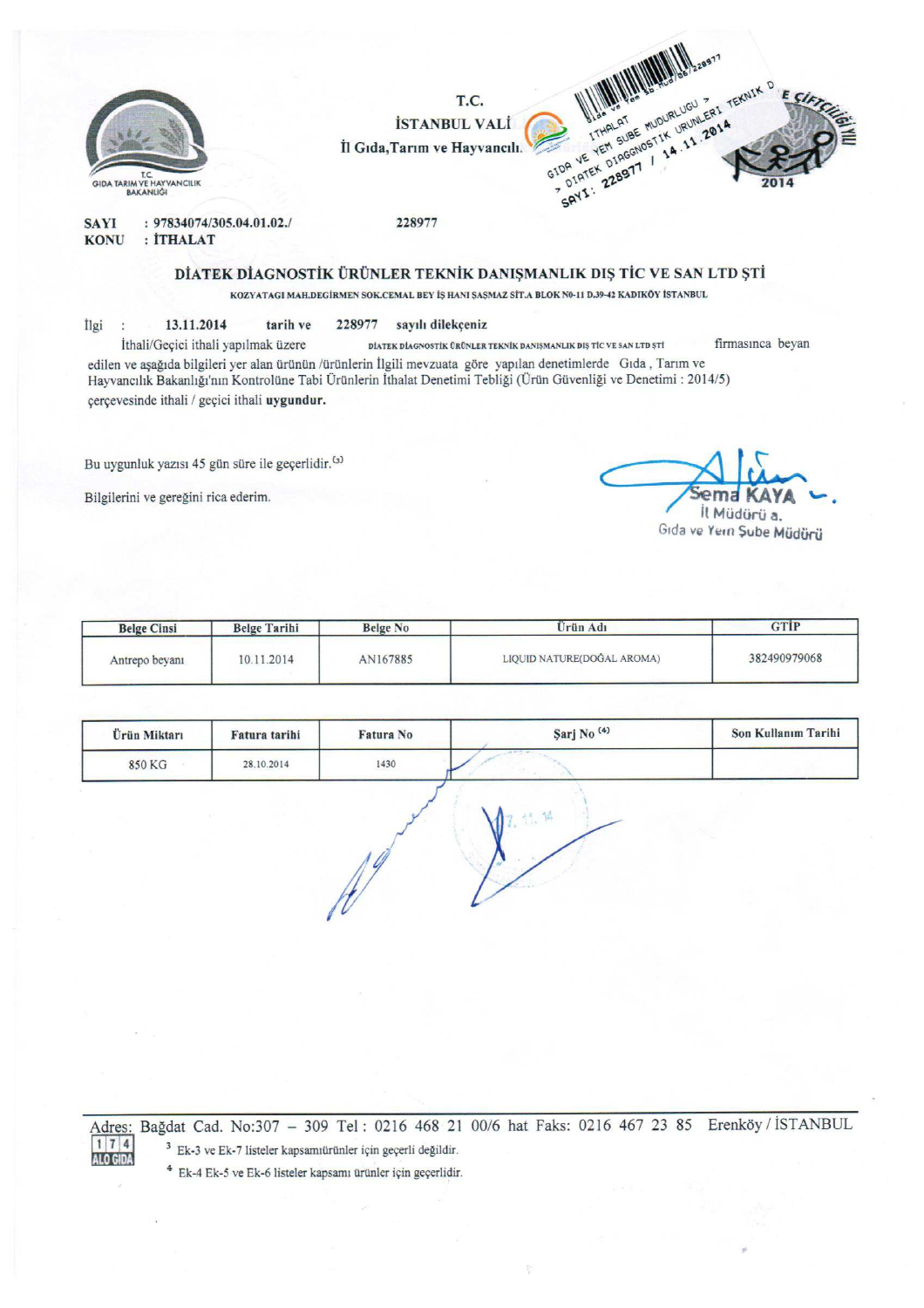T.C.

İSTANBUL VALİLİĞİ

İl Gıda,Tarım ve Hayvancılık Müdürlüğü

GIDA VE YEM ŞUBE MÜDÜRLÜĞÜ > İTHALAT > DİATEK DİAGNOSTİK ÜRÜNLERİ TEKNİK D SAYI: 228977 / 14.11.2014

**SAYI** : 97834074/305.04.01.02./ 228977

**KONU** : **İTHALAT**

**DİATEK DİAGNOSTİK ÜRÜNLER TEKNİK DANIŞMANLIK DIŞ TİC VE SAN LTD ŞTİ**

KOZYATAGI MAH.DEGIRMEN SOK.CEMAL BEY İŞ HANI ŞAŞMAZ SİT.A BLOK N0-11 D.39-42 KADIKÖY İSTANBUL

İlgi : **13.11.2014** **tarih ve** **228977** **sayılı dilekçeniz**

İthali/Geçici ithali yapılmak üzere DİATEK DİAGNOSTİK ÜRÜNLER TEKNİK DANIŞMANLIK DIŞ TİC VE SAN LTD ŞTİ firmasınca beyan edilen ve aşağıda bilgileri yer alan ürünün /ürünlerin İlgili mevzuata göre yapılan denetimlerde Gıda , Tarım ve Hayvancılık Bakanlığı'nın Kontrolüne Tabi Ürünlerin İthalat Denetimi Tebliği (Ürün Güvenliği ve Denetimi : 2014/5) çerçevesinde ithali / geçici ithali **uygundur.**

Bu uygunluk yazısı 45 gün süre ile geçerlidir.[3]

Bilgilerini ve gereğini rica ederim.

Sema KAYA
İl Müdürü a.
Gıda ve Yem Şube Müdürü

| Belge Cinsi | Belge Tarihi | Belge No | Ürün Adı | GTİP |
|---|---|---|---|---|
| Antrepo beyanı | 10.11.2014 | AN167885 | LIQUID NATURE(DOĞAL AROMA) | 382490979068 |

| Ürün Miktarı | Fatura tarihi | Fatura No | Şarj No [4] | Son Kullanım Tarihi |
|---|---|---|---|---|
| 850 KG | 28.10.2014 | 1430 | | |

Adres: Bağdat Cad. No:307 – 309 Tel : 0216 468 21 00/6 hat Faks: 0216 467 23 85 Erenköy / İSTANBUL

[3] Ek-3 ve Ek-7 listeler kapsamıürünler için geçerli değildir.

[4] Ek-4 Ek-5 ve Ek-6 listeler kapsamı ürünler için geçerlidir.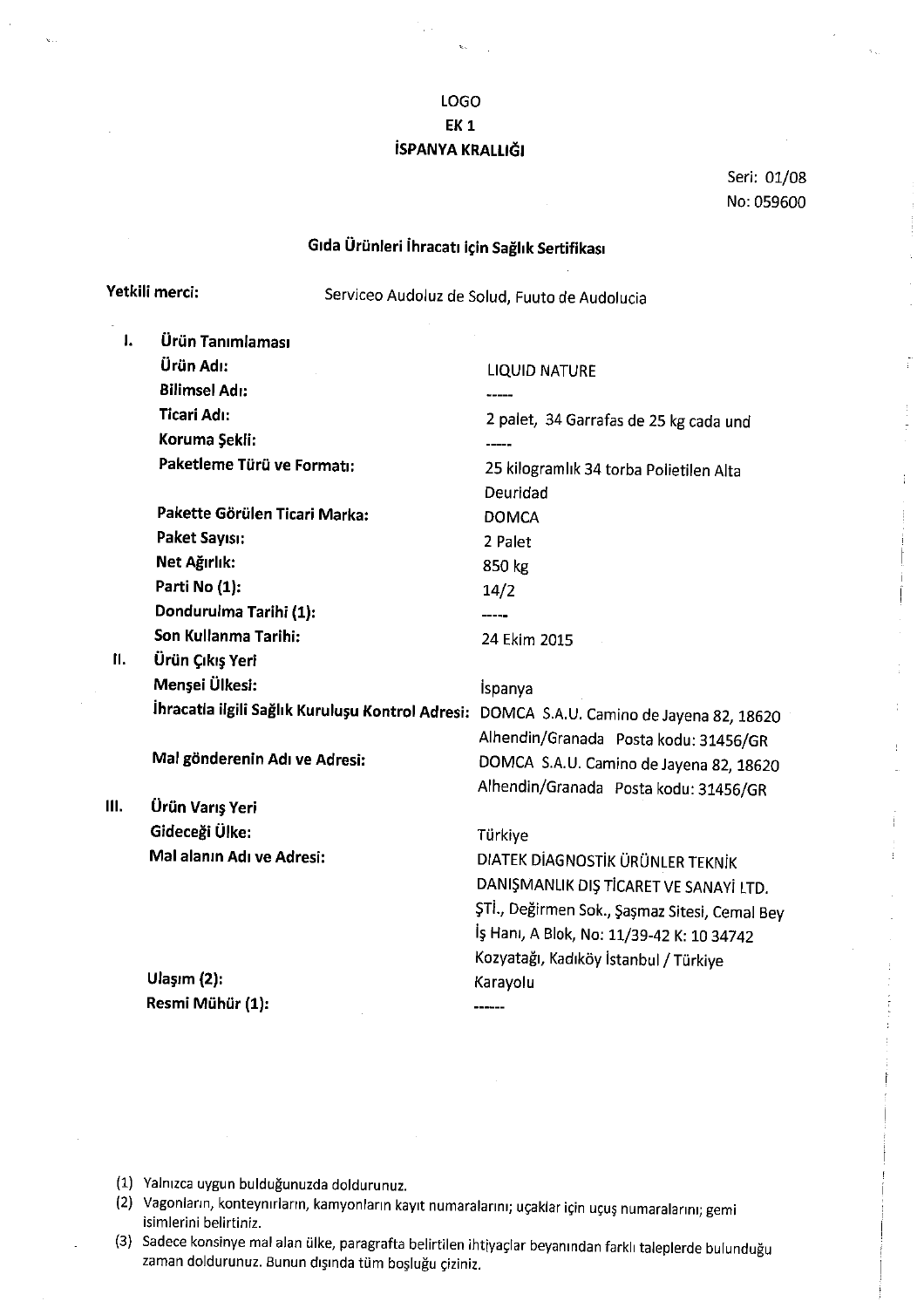LOGO

EK 1

**İSPANYA KRALLIĞI**

Seri: 01/08
No: 059600

## Gıda Ürünleri İhracatı için Sağlık Sertifikası

**Yetkili merci:** Serviceo Audoluz de Solud, Fuuto de Audolucia

**I. Ürün Tanımlaması**

| | |
|---|---|
| **Ürün Adı:** | LIQUID NATURE |
| **Bilimsel Adı:** | ----- |
| **Ticari Adı:** | 2 palet, 34 Garrafas de 25 kg cada und |
| **Koruma Şekli:** | ----- |
| **Paketleme Türü ve Formatı:** | 25 kilogramlık 34 torba Polietilen Alta Deuridad |
| **Pakette Görülen Ticari Marka:** | DOMCA |
| **Paket Sayısı:** | 2 Palet |
| **Net Ağırlık:** | 850 kg |
| **Parti No (1):** | 14/2 |
| **Dondurulma Tarihi (1):** | ----- |
| **Son Kullanma Tarihi:** | 24 Ekim 2015 |

**II. Ürün Çıkış Yeri**

| | |
|---|---|
| **Menşei Ülkesi:** | İspanya |
| **İhracatla ilgili Sağlık Kuruluşu Kontrol Adresi:** | DOMCA S.A.U. Camino de Jayena 82, 18620 Alhendin/Granada Posta kodu: 31456/GR |
| **Mal gönderenin Adı ve Adresi:** | DOMCA S.A.U. Camino de Jayena 82, 18620 Alhendin/Granada Posta kodu: 31456/GR |

**III. Ürün Varış Yeri**

| | |
|---|---|
| **Gideceği Ülke:** | Türkiye |
| **Mal alanın Adı ve Adresi:** | DIATEK DİAGNOSTİK ÜRÜNLER TEKNİK DANIŞMANLIK DIŞ TİCARET VE SANAYİ LTD. ŞTİ., Değirmen Sok., Şaşmaz Sitesi, Cemal Bey İş Hanı, A Blok, No: 11/39-42 K: 10 34742 Kozyatağı, Kadıköy İstanbul / Türkiye |
| **Ulaşım (2):** | Karayolu |
| **Resmi Mühür (1):** | ------ |

(1) Yalnızca uygun bulduğunuzda doldurunuz.
(2) Vagonların, konteynırların, kamyonların kayıt numaralarını; uçaklar için uçuş numaralarını; gemi isimlerini belirtiniz.
(3) Sadece konsinye mal alan ülke, paragrafta belirtilen ihtiyaçlar beyanından farklı taleplerde bulunduğu zaman doldurunuz. Bunun dışında tüm boşluğu çiziniz.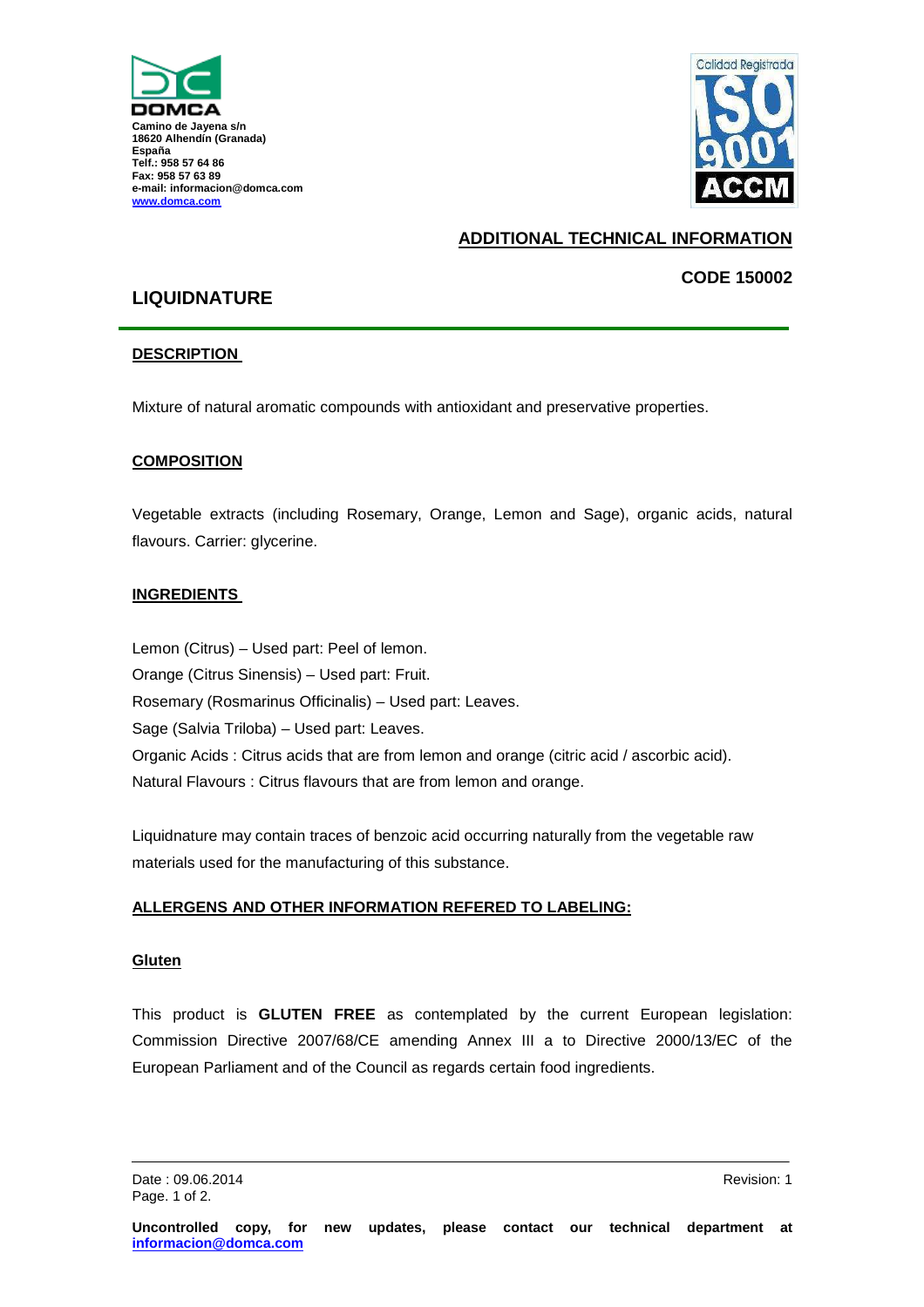DOMCA
Camino de Jayena s/n
18620 Alhendín (Granada)
España
Telf.: 958 57 64 86
Fax: 958 57 63 89
e-mail: informacion@domca.com
www.domca.com

Calidad Registrada ISO 9001 ACCM

**ADDITIONAL TECHNICAL INFORMATION**

**CODE 150002**

## LIQUIDNATURE

### DESCRIPTION

Mixture of natural aromatic compounds with antioxidant and preservative properties.

### COMPOSITION

Vegetable extracts (including Rosemary, Orange, Lemon and Sage), organic acids, natural flavours. Carrier: glycerine.

### INGREDIENTS

Lemon (Citrus) – Used part: Peel of lemon.
Orange (Citrus Sinensis) – Used part: Fruit.
Rosemary (Rosmarinus Officinalis) – Used part: Leaves.
Sage (Salvia Triloba) – Used part: Leaves.
Organic Acids : Citrus acids that are from lemon and orange (citric acid / ascorbic acid).
Natural Flavours : Citrus flavours that are from lemon and orange.

Liquidnature may contain traces of benzoic acid occurring naturally from the vegetable raw materials used for the manufacturing of this substance.

### ALLERGENS AND OTHER INFORMATION REFERED TO LABELING:

#### Gluten

This product is **GLUTEN FREE** as contemplated by the current European legislation: Commission Directive 2007/68/CE amending Annex III a to Directive 2000/13/EC of the European Parliament and of the Council as regards certain food ingredients.

Date : 09.06.2014 Revision: 1

**Uncontrolled copy, for new updates, please contact our technical department at informacion@domca.com**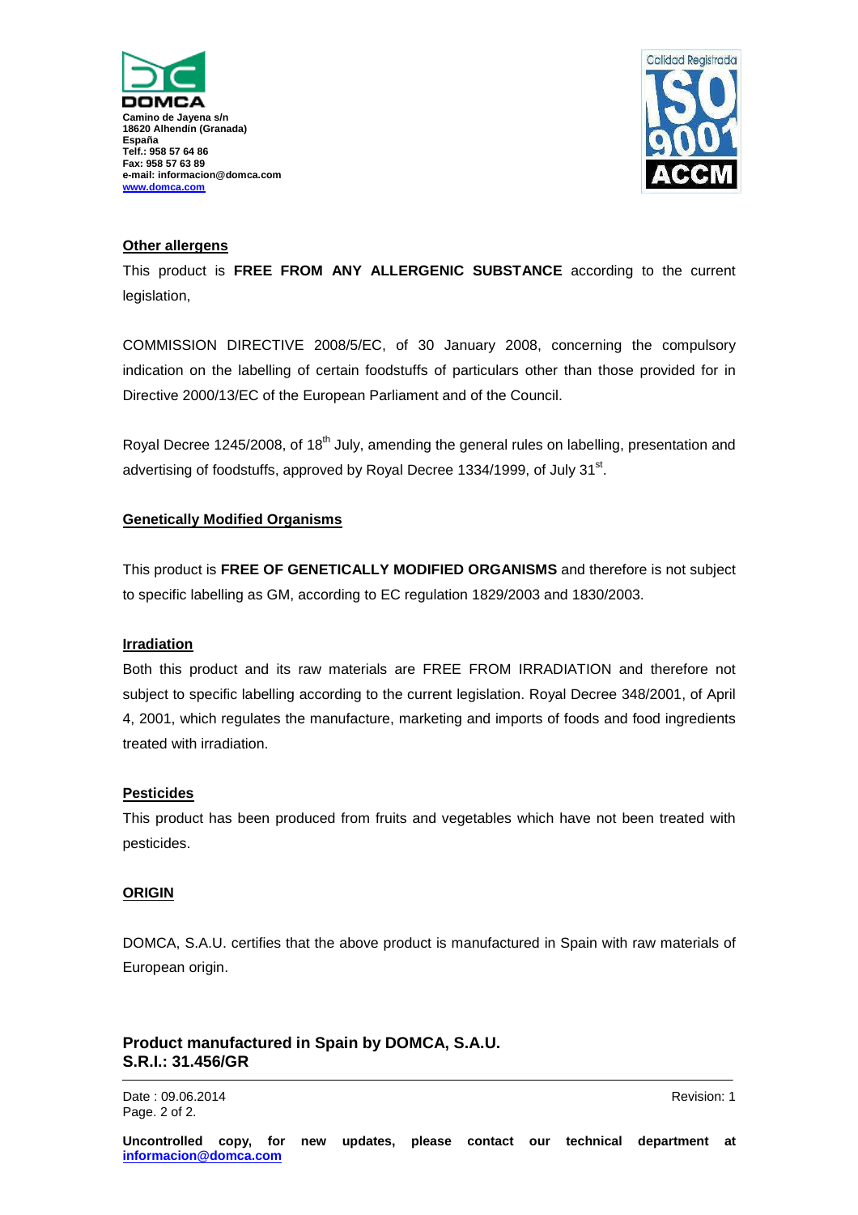**DOMCA**
Camino de Jayena s/n
18620 Alhendín (Granada)
España
Telf.: 958 57 64 86
Fax: 958 57 63 89
e-mail: informacion@domca.com
www.domca.com

Calidad Registrada ISO 9001 ACCM

## Other allergens

This product is **FREE FROM ANY ALLERGENIC SUBSTANCE** according to the current legislation,

COMMISSION DIRECTIVE 2008/5/EC, of 30 January 2008, concerning the compulsory indication on the labelling of certain foodstuffs of particulars other than those provided for in Directive 2000/13/EC of the European Parliament and of the Council.

Royal Decree 1245/2008, of 18th July, amending the general rules on labelling, presentation and advertising of foodstuffs, approved by Royal Decree 1334/1999, of July 31st.

## Genetically Modified Organisms

This product is **FREE OF GENETICALLY MODIFIED ORGANISMS** and therefore is not subject to specific labelling as GM, according to EC regulation 1829/2003 and 1830/2003.

## Irradiation

Both this product and its raw materials are FREE FROM IRRADIATION and therefore not subject to specific labelling according to the current legislation. Royal Decree 348/2001, of April 4, 2001, which regulates the manufacture, marketing and imports of foods and food ingredients treated with irradiation.

## Pesticides

This product has been produced from fruits and vegetables which have not been treated with pesticides.

## ORIGIN

DOMCA, S.A.U. certifies that the above product is manufactured in Spain with raw materials of European origin.

**Product manufactured in Spain by DOMCA, S.A.U.**
**S.R.I.: 31.456/GR**

Date : 09.06.2014 Revision: 1

**Uncontrolled copy, for new updates, please contact our technical department at informacion@domca.com**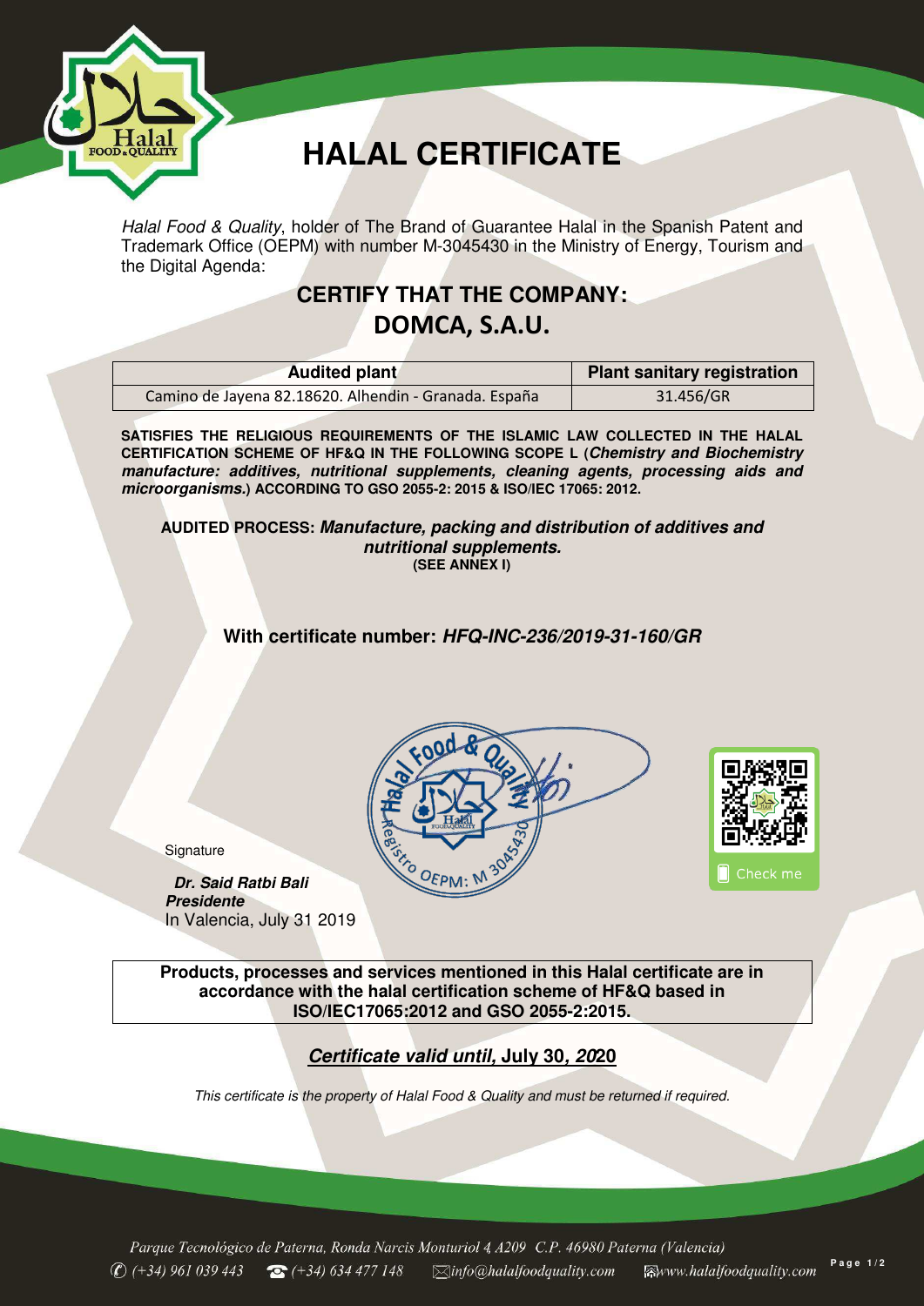# HALAL CERTIFICATE

*Halal Food & Quality*, holder of The Brand of Guarantee Halal in the Spanish Patent and Trademark Office (OEPM) with number M-3045430 in the Ministry of Energy, Tourism and the Digital Agenda:

## CERTIFY THAT THE COMPANY:
## DOMCA, S.A.U.

| Audited plant | Plant sanitary registration |
|---|---|
| Camino de Jayena 82.18620. Alhendin - Granada. España | 31.456/GR |

**SATISFIES THE RELIGIOUS REQUIREMENTS OF THE ISLAMIC LAW COLLECTED IN THE HALAL CERTIFICATION SCHEME OF HF&Q IN THE FOLLOWING SCOPE L (*Chemistry and Biochemistry manufacture: additives, nutritional supplements, cleaning agents, processing aids and microorganisms.*) ACCORDING TO GSO 2055-2: 2015 & ISO/IEC 17065: 2012.**

**AUDITED PROCESS: *Manufacture, packing and distribution of additives and nutritional supplements.***
**(SEE ANNEX I)**

**With certificate number: *HFQ-INC-236/2019-31-160/GR***

Signature

***Dr. Said Ratbi Bali***
***Presidente***
In Valencia, July 31 2019

**Products, processes and services mentioned in this Halal certificate are in accordance with the halal certification scheme of HF&Q based in ISO/IEC17065:2012 and GSO 2055-2:2015.**

***Certificate valid until,* July 30*, 20*20**

*This certificate is the property of Halal Food & Quality and must be returned if required.*

*Parque Tecnológico de Paterna, Ronda Narcis Monturiol 4, A209 C.P. 46980 Paterna (Valencia)*
*(+34) 961 039 443 (+34) 634 477 148 info@halalfoodquality.com www.halalfoodquality.com*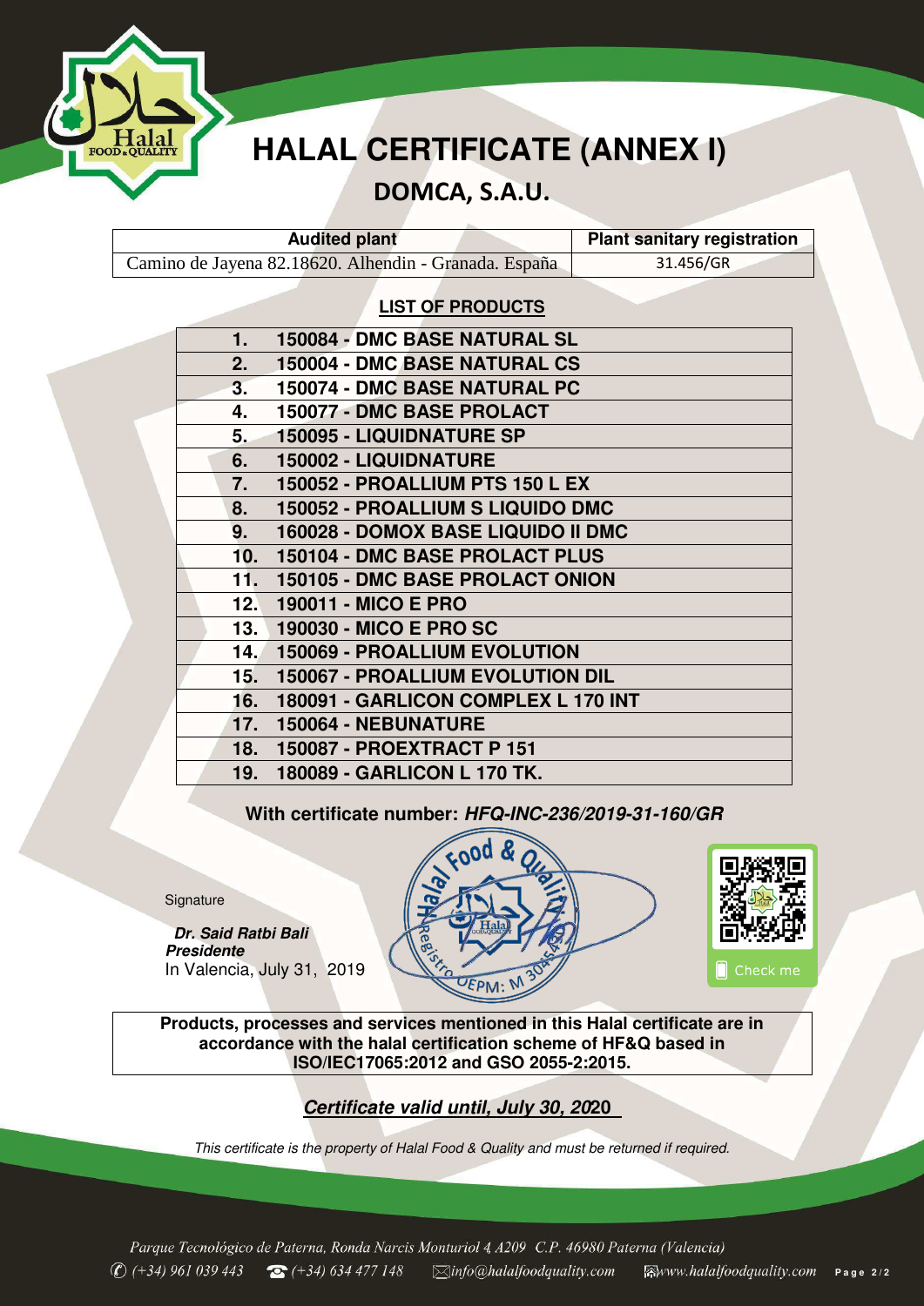# HALAL CERTIFICATE (ANNEX I)

## DOMCA, S.A.U.

| Audited plant | Plant sanitary registration |
|---|---|
| Camino de Jayena 82.18620. Alhendin - Granada. España | 31.456/GR |

**LIST OF PRODUCTS**

| | |
|---|---|
| 1. | 150084 - DMC BASE NATURAL SL |
| 2. | 150004 - DMC BASE NATURAL CS |
| 3. | 150074 - DMC BASE NATURAL PC |
| 4. | 150077 - DMC BASE PROLACT |
| 5. | 150095 - LIQUIDNATURE SP |
| 6. | 150002 - LIQUIDNATURE |
| 7. | 150052 - PROALLIUM PTS 150 L EX |
| 8. | 150052 - PROALLIUM S LIQUIDO DMC |
| 9. | 160028 - DOMOX BASE LIQUIDO II DMC |
| 10. | 150104 - DMC BASE PROLACT PLUS |
| 11. | 150105 - DMC BASE PROLACT ONION |
| 12. | 190011 - MICO E PRO |
| 13. | 190030 - MICO E PRO SC |
| 14. | 150069 - PROALLIUM EVOLUTION |
| 15. | 150067 - PROALLIUM EVOLUTION DIL |
| 16. | 180091 - GARLICON COMPLEX L 170 INT |
| 17. | 150064 - NEBUNATURE |
| 18. | 150087 - PROEXTRACT P 151 |
| 19. | 180089 - GARLICON L 170 TK. |

**With certificate number: *HFQ-INC-236/2019-31-160/GR***

Signature

***Dr. Said Ratbi Bali***
***Presidente***
In Valencia, July 31, 2019

Check me

**Products, processes and services mentioned in this Halal certificate are in accordance with the halal certification scheme of HF&Q based in ISO/IEC17065:2012 and GSO 2055-2:2015.**

***Certificate valid until, July 30, 2020***

*This certificate is the property of Halal Food & Quality and must be returned if required.*

*Parque Tecnológico de Paterna, Ronda Narcis Monturiol 4, A209 C.P. 46980 Paterna (Valencia)*
*(+34) 961 039 443 (+34) 634 477 148 info@halalfoodquality.com www.halalfoodquality.com*